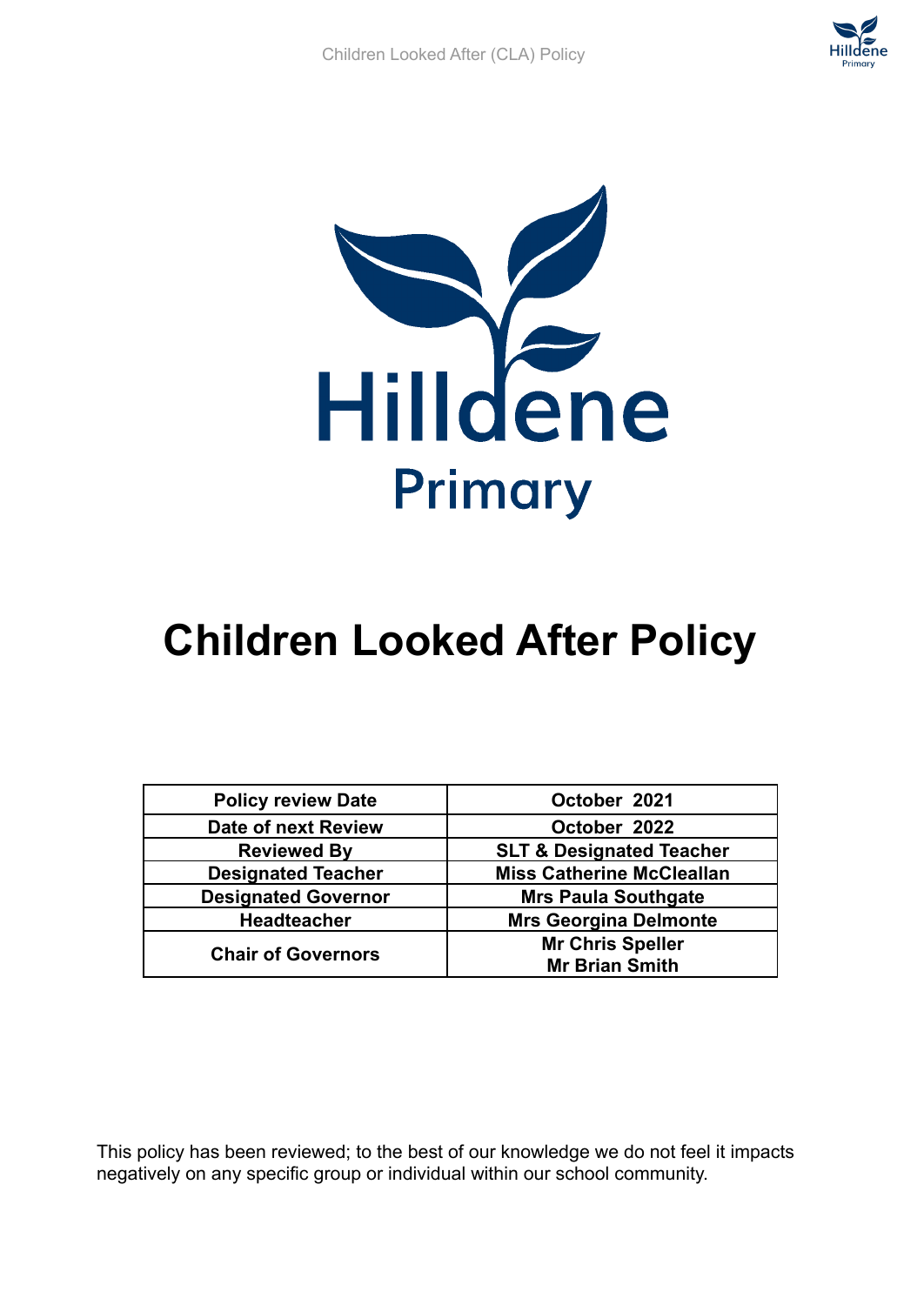# Children Looked After Policy

| Policy review Date | October 2021 |
|---|---|
| Date of next Review | October 2022 |
| Reviewed By | SLT & Designated Teacher |
| Designated Teacher | Miss Catherine McCleallan |
| Designated Governor | Mrs Paula Southgate |
| Headteacher | Mrs Georgina Delmonte |
| Chair of Governors | Mr Chris Speller<br>Mr Brian Smith |

This policy has been reviewed; to the best of our knowledge we do not feel it impacts negatively on any specific group or individual within our school community.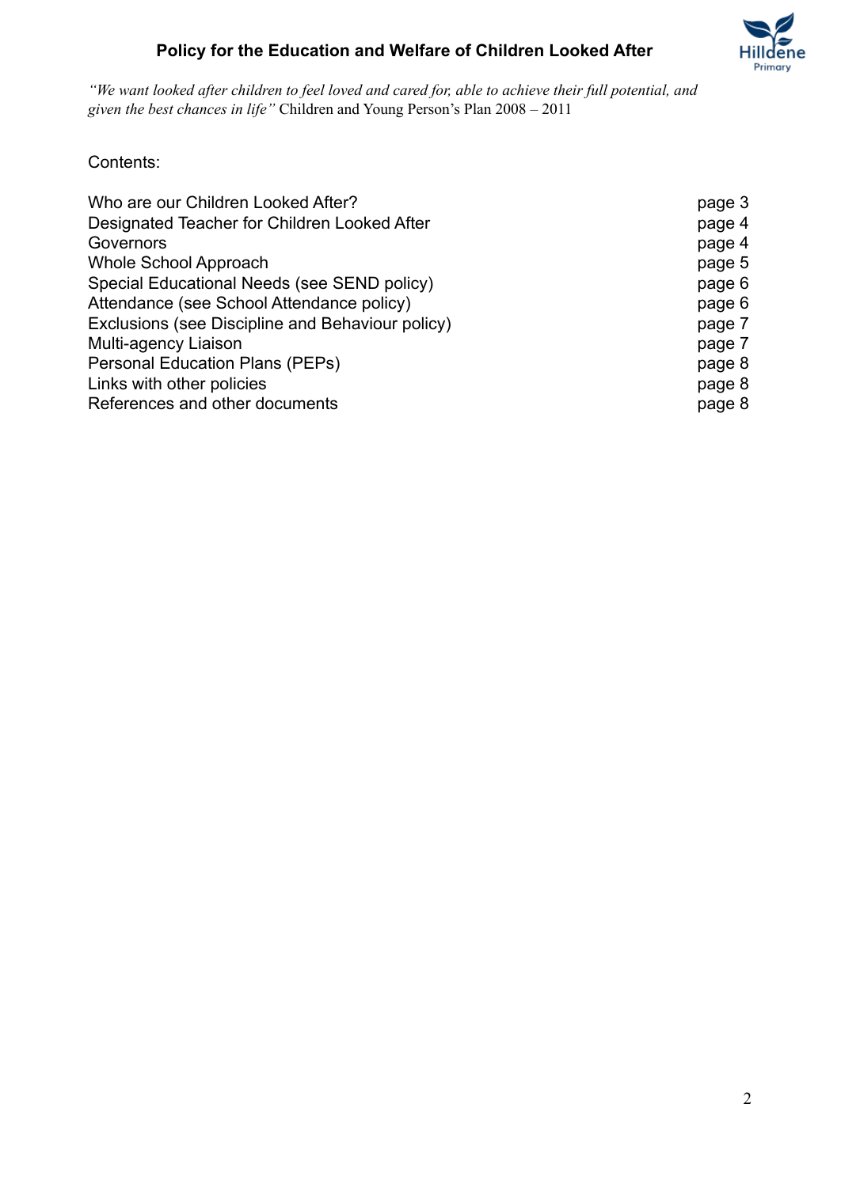# Policy for the Education and Welfare of Children Looked After

*"We want looked after children to feel loved and cared for, able to achieve their full potential, and given the best chances in life"* Children and Young Person's Plan 2008 – 2011

Contents:

| | |
|---|---|
| Who are our Children Looked After? | page 3 |
| Designated Teacher for Children Looked After | page 4 |
| Governors | page 4 |
| Whole School Approach | page 5 |
| Special Educational Needs (see SEND policy) | page 6 |
| Attendance (see School Attendance policy) | page 6 |
| Exclusions (see Discipline and Behaviour policy) | page 7 |
| Multi-agency Liaison | page 7 |
| Personal Education Plans (PEPs) | page 8 |
| Links with other policies | page 8 |
| References and other documents | page 8 |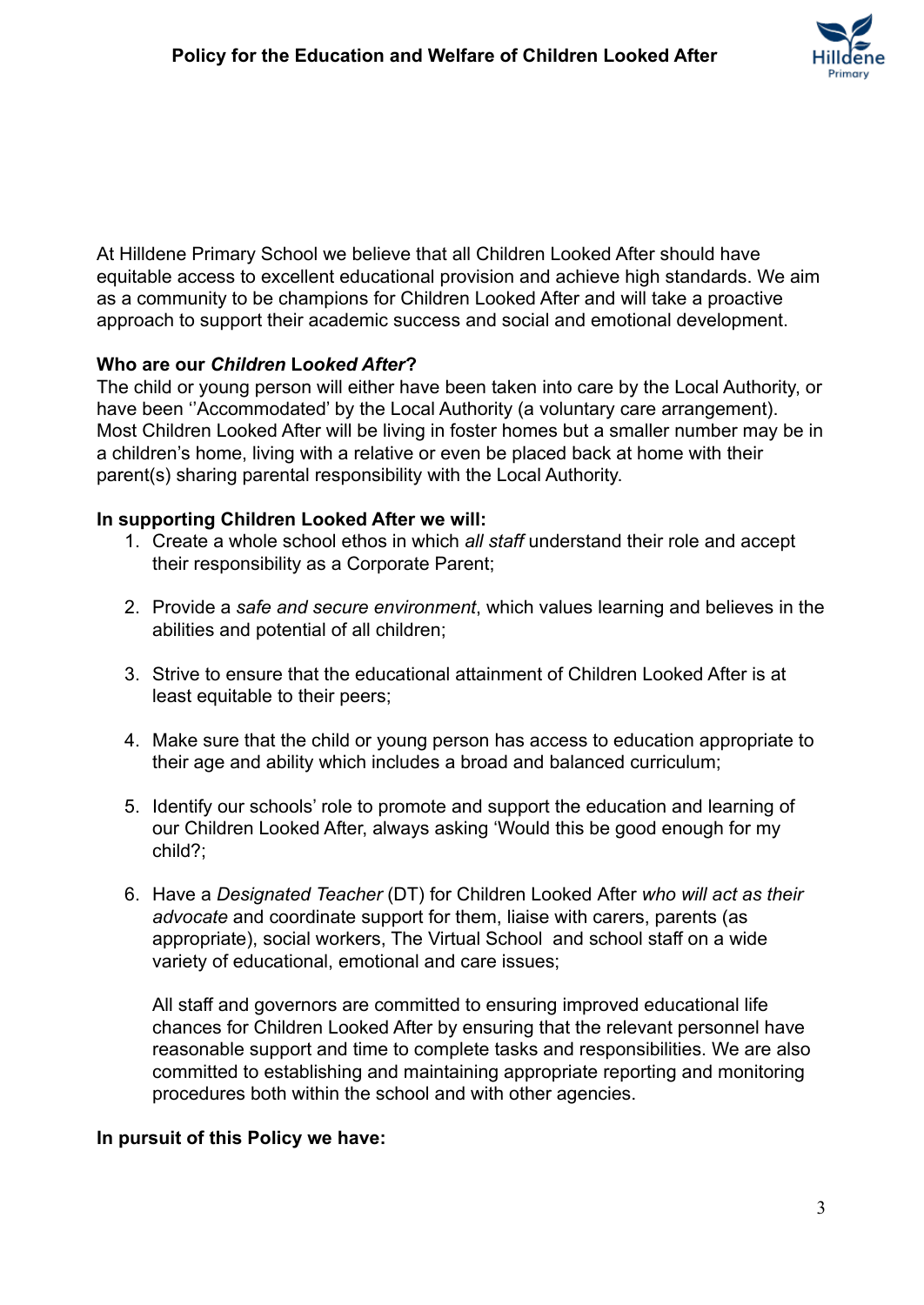At Hilldene Primary School we believe that all Children Looked After should have equitable access to excellent educational provision and achieve high standards. We aim as a community to be champions for Children Looked After and will take a proactive approach to support their academic success and social and emotional development.

**Who are our *Children* Looked *After*?**
The child or young person will either have been taken into care by the Local Authority, or have been ''Accommodated' by the Local Authority (a voluntary care arrangement). Most Children Looked After will be living in foster homes but a smaller number may be in a children's home, living with a relative or even be placed back at home with their parent(s) sharing parental responsibility with the Local Authority.

**In supporting Children Looked After we will:**

1. Create a whole school ethos in which *all staff* understand their role and accept their responsibility as a Corporate Parent;

2. Provide a *safe and secure environment*, which values learning and believes in the abilities and potential of all children;

3. Strive to ensure that the educational attainment of Children Looked After is at least equitable to their peers;

4. Make sure that the child or young person has access to education appropriate to their age and ability which includes a broad and balanced curriculum;

5. Identify our schools' role to promote and support the education and learning of our Children Looked After, always asking 'Would this be good enough for my child?;

6. Have a *Designated Teacher* (DT) for Children Looked After *who will act as their advocate* and coordinate support for them, liaise with carers, parents (as appropriate), social workers, The Virtual School and school staff on a wide variety of educational, emotional and care issues;

   All staff and governors are committed to ensuring improved educational life chances for Children Looked After by ensuring that the relevant personnel have reasonable support and time to complete tasks and responsibilities. We are also committed to establishing and maintaining appropriate reporting and monitoring procedures both within the school and with other agencies.

**In pursuit of this Policy we have:**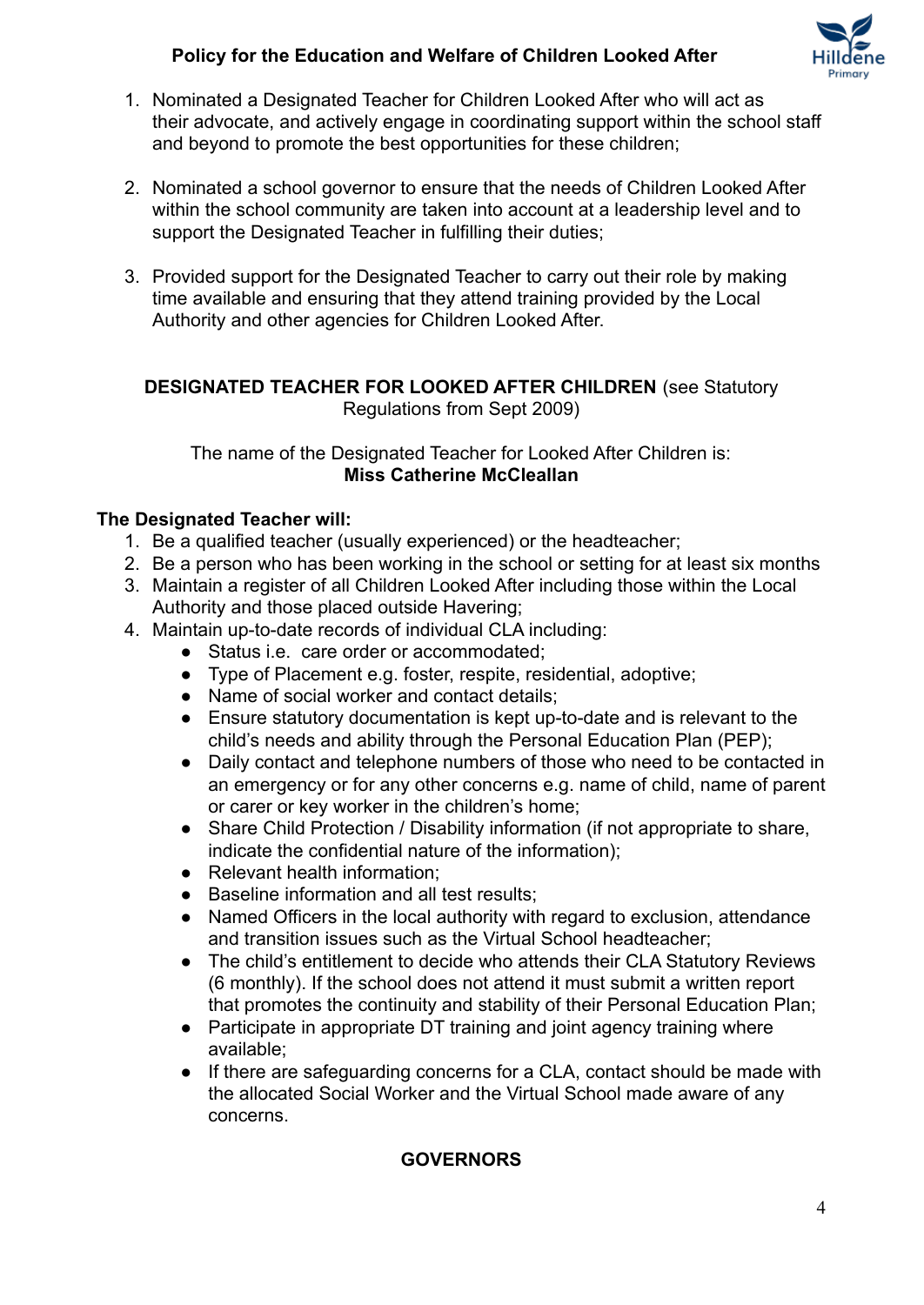1. Nominated a Designated Teacher for Children Looked After who will act as their advocate, and actively engage in coordinating support within the school staff and beyond to promote the best opportunities for these children;

2. Nominated a school governor to ensure that the needs of Children Looked After within the school community are taken into account at a leadership level and to support the Designated Teacher in fulfilling their duties;

3. Provided support for the Designated Teacher to carry out their role by making time available and ensuring that they attend training provided by the Local Authority and other agencies for Children Looked After.

**DESIGNATED TEACHER FOR LOOKED AFTER CHILDREN** (see Statutory Regulations from Sept 2009)

The name of the Designated Teacher for Looked After Children is:
**Miss Catherine McCleallan**

**The Designated Teacher will:**

1. Be a qualified teacher (usually experienced) or the headteacher;
2. Be a person who has been working in the school or setting for at least six months
3. Maintain a register of all Children Looked After including those within the Local Authority and those placed outside Havering;
4. Maintain up-to-date records of individual CLA including:
    - Status i.e. care order or accommodated;
    - Type of Placement e.g. foster, respite, residential, adoptive;
    - Name of social worker and contact details;
    - Ensure statutory documentation is kept up-to-date and is relevant to the child's needs and ability through the Personal Education Plan (PEP);
    - Daily contact and telephone numbers of those who need to be contacted in an emergency or for any other concerns e.g. name of child, name of parent or carer or key worker in the children's home;
    - Share Child Protection / Disability information (if not appropriate to share, indicate the confidential nature of the information);
    - Relevant health information;
    - Baseline information and all test results;
    - Named Officers in the local authority with regard to exclusion, attendance and transition issues such as the Virtual School headteacher;
    - The child's entitlement to decide who attends their CLA Statutory Reviews (6 monthly). If the school does not attend it must submit a written report that promotes the continuity and stability of their Personal Education Plan;
    - Participate in appropriate DT training and joint agency training where available;
    - If there are safeguarding concerns for a CLA, contact should be made with the allocated Social Worker and the Virtual School made aware of any concerns.

**GOVERNORS**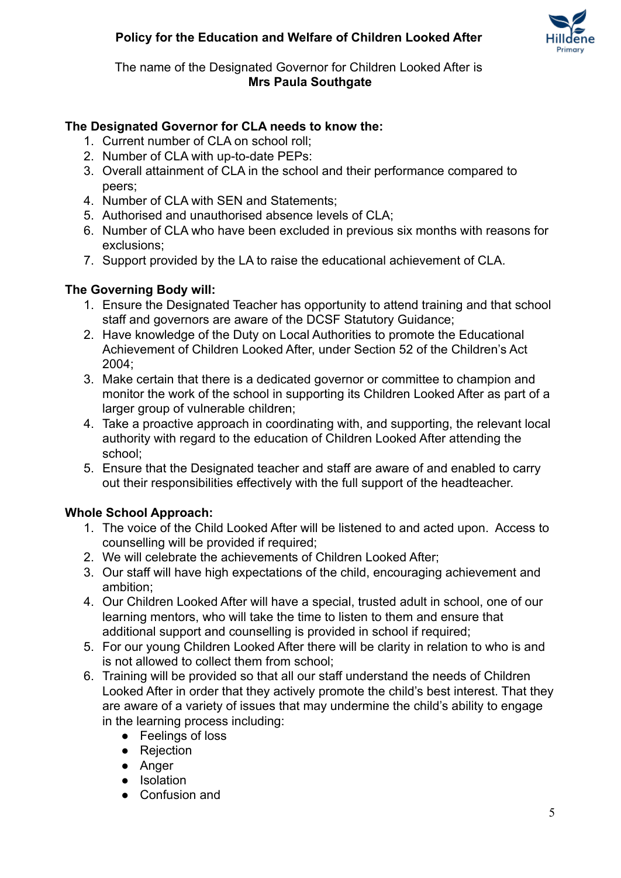**Policy for the Education and Welfare of Children Looked After**

The name of the Designated Governor for Children Looked After is
**Mrs Paula Southgate**

**The Designated Governor for CLA needs to know the:**

1. Current number of CLA on school roll;
2. Number of CLA with up-to-date PEPs:
3. Overall attainment of CLA in the school and their performance compared to peers;
4. Number of CLA with SEN and Statements;
5. Authorised and unauthorised absence levels of CLA;
6. Number of CLA who have been excluded in previous six months with reasons for exclusions;
7. Support provided by the LA to raise the educational achievement of CLA.

**The Governing Body will:**

1. Ensure the Designated Teacher has opportunity to attend training and that school staff and governors are aware of the DCSF Statutory Guidance;
2. Have knowledge of the Duty on Local Authorities to promote the Educational Achievement of Children Looked After, under Section 52 of the Children's Act 2004;
3. Make certain that there is a dedicated governor or committee to champion and monitor the work of the school in supporting its Children Looked After as part of a larger group of vulnerable children;
4. Take a proactive approach in coordinating with, and supporting, the relevant local authority with regard to the education of Children Looked After attending the school;
5. Ensure that the Designated teacher and staff are aware of and enabled to carry out their responsibilities effectively with the full support of the headteacher.

**Whole School Approach:**

1. The voice of the Child Looked After will be listened to and acted upon. Access to counselling will be provided if required;
2. We will celebrate the achievements of Children Looked After;
3. Our staff will have high expectations of the child, encouraging achievement and ambition;
4. Our Children Looked After will have a special, trusted adult in school, one of our learning mentors, who will take the time to listen to them and ensure that additional support and counselling is provided in school if required;
5. For our young Children Looked After there will be clarity in relation to who is and is not allowed to collect them from school;
6. Training will be provided so that all our staff understand the needs of Children Looked After in order that they actively promote the child's best interest. That they are aware of a variety of issues that may undermine the child's ability to engage in the learning process including:
   - Feelings of loss
   - Rejection
   - Anger
   - Isolation
   - Confusion and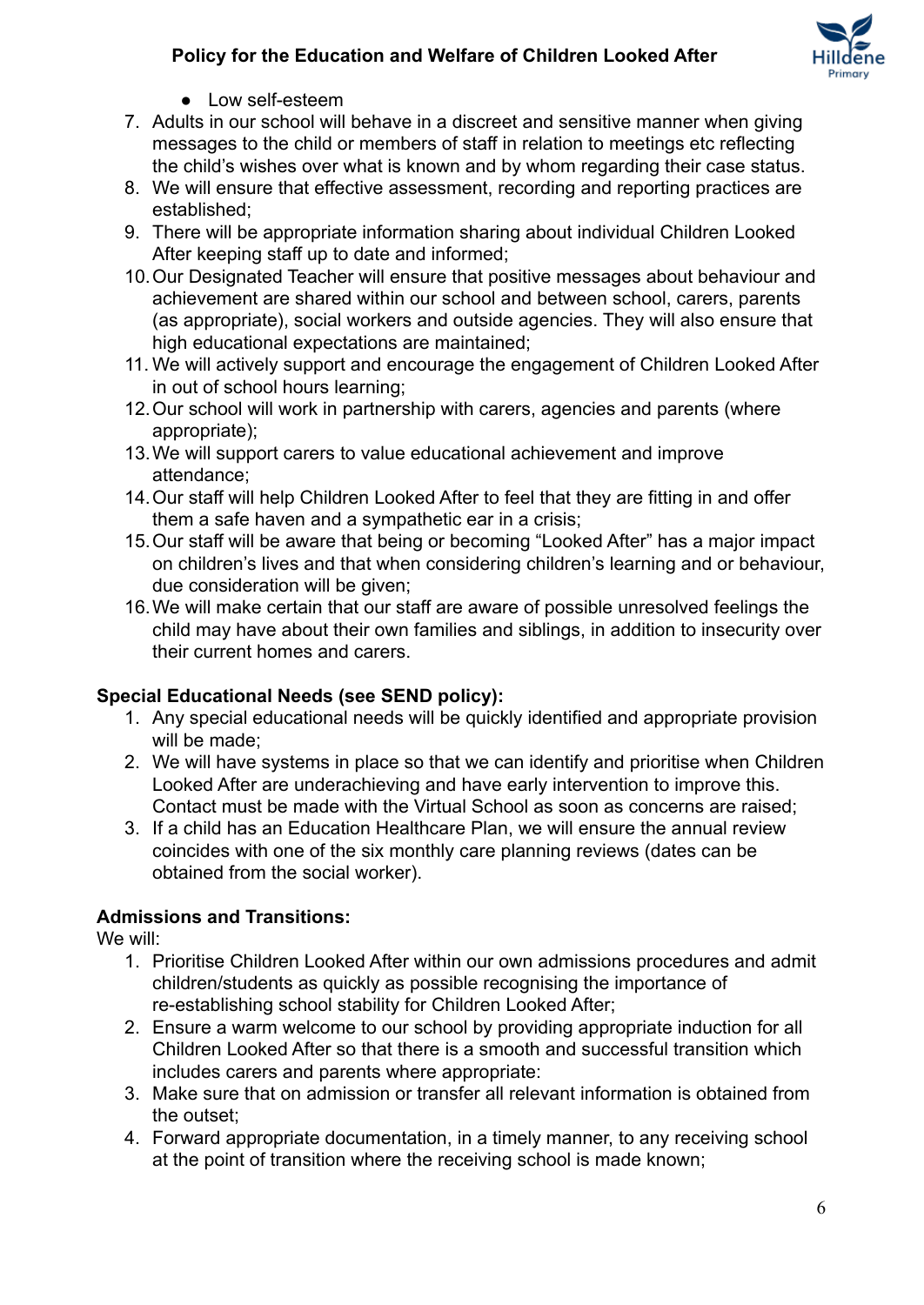- Low self-esteem

7. Adults in our school will behave in a discreet and sensitive manner when giving messages to the child or members of staff in relation to meetings etc reflecting the child's wishes over what is known and by whom regarding their case status.
8. We will ensure that effective assessment, recording and reporting practices are established;
9. There will be appropriate information sharing about individual Children Looked After keeping staff up to date and informed;
10. Our Designated Teacher will ensure that positive messages about behaviour and achievement are shared within our school and between school, carers, parents (as appropriate), social workers and outside agencies. They will also ensure that high educational expectations are maintained;
11. We will actively support and encourage the engagement of Children Looked After in out of school hours learning;
12. Our school will work in partnership with carers, agencies and parents (where appropriate);
13. We will support carers to value educational achievement and improve attendance;
14. Our staff will help Children Looked After to feel that they are fitting in and offer them a safe haven and a sympathetic ear in a crisis;
15. Our staff will be aware that being or becoming "Looked After" has a major impact on children's lives and that when considering children's learning and or behaviour, due consideration will be given;
16. We will make certain that our staff are aware of possible unresolved feelings the child may have about their own families and siblings, in addition to insecurity over their current homes and carers.

**Special Educational Needs (see SEND policy):**

1. Any special educational needs will be quickly identified and appropriate provision will be made;
2. We will have systems in place so that we can identify and prioritise when Children Looked After are underachieving and have early intervention to improve this. Contact must be made with the Virtual School as soon as concerns are raised;
3. If a child has an Education Healthcare Plan, we will ensure the annual review coincides with one of the six monthly care planning reviews (dates can be obtained from the social worker).

**Admissions and Transitions:**

We will:

1. Prioritise Children Looked After within our own admissions procedures and admit children/students as quickly as possible recognising the importance of re-establishing school stability for Children Looked After;
2. Ensure a warm welcome to our school by providing appropriate induction for all Children Looked After so that there is a smooth and successful transition which includes carers and parents where appropriate:
3. Make sure that on admission or transfer all relevant information is obtained from the outset;
4. Forward appropriate documentation, in a timely manner, to any receiving school at the point of transition where the receiving school is made known;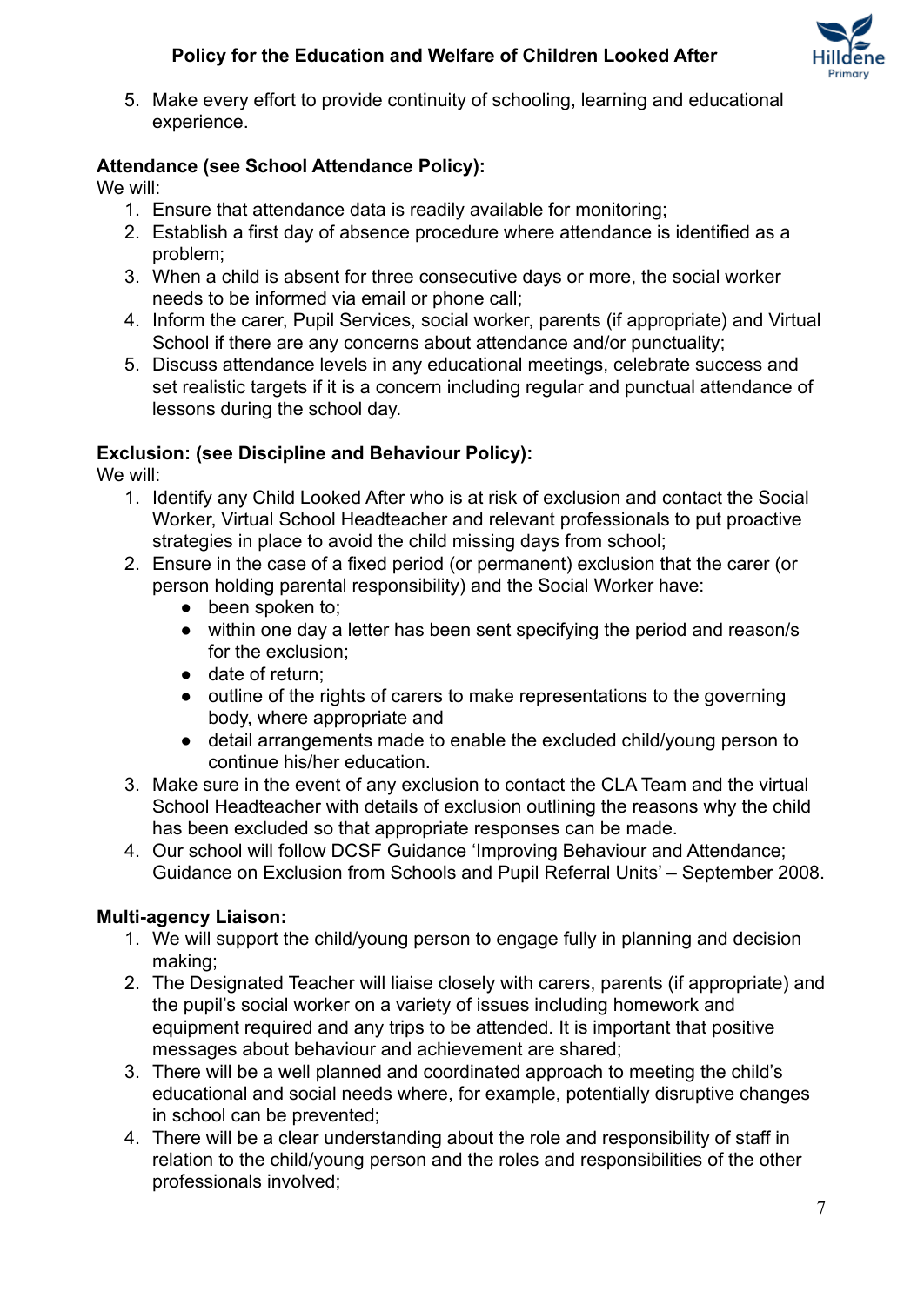5. Make every effort to provide continuity of schooling, learning and educational experience.

**Attendance (see School Attendance Policy):**

We will:

1. Ensure that attendance data is readily available for monitoring;
2. Establish a first day of absence procedure where attendance is identified as a problem;
3. When a child is absent for three consecutive days or more, the social worker needs to be informed via email or phone call;
4. Inform the carer, Pupil Services, social worker, parents (if appropriate) and Virtual School if there are any concerns about attendance and/or punctuality;
5. Discuss attendance levels in any educational meetings, celebrate success and set realistic targets if it is a concern including regular and punctual attendance of lessons during the school day.

**Exclusion: (see Discipline and Behaviour Policy):**

We will:

1. Identify any Child Looked After who is at risk of exclusion and contact the Social Worker, Virtual School Headteacher and relevant professionals to put proactive strategies in place to avoid the child missing days from school;
2. Ensure in the case of a fixed period (or permanent) exclusion that the carer (or person holding parental responsibility) and the Social Worker have:
    - been spoken to;
    - within one day a letter has been sent specifying the period and reason/s for the exclusion;
    - date of return;
    - outline of the rights of carers to make representations to the governing body, where appropriate and
    - detail arrangements made to enable the excluded child/young person to continue his/her education.
3. Make sure in the event of any exclusion to contact the CLA Team and the virtual School Headteacher with details of exclusion outlining the reasons why the child has been excluded so that appropriate responses can be made.
4. Our school will follow DCSF Guidance 'Improving Behaviour and Attendance; Guidance on Exclusion from Schools and Pupil Referral Units' – September 2008.

**Multi-agency Liaison:**

1. We will support the child/young person to engage fully in planning and decision making;
2. The Designated Teacher will liaise closely with carers, parents (if appropriate) and the pupil's social worker on a variety of issues including homework and equipment required and any trips to be attended. It is important that positive messages about behaviour and achievement are shared;
3. There will be a well planned and coordinated approach to meeting the child's educational and social needs where, for example, potentially disruptive changes in school can be prevented;
4. There will be a clear understanding about the role and responsibility of staff in relation to the child/young person and the roles and responsibilities of the other professionals involved;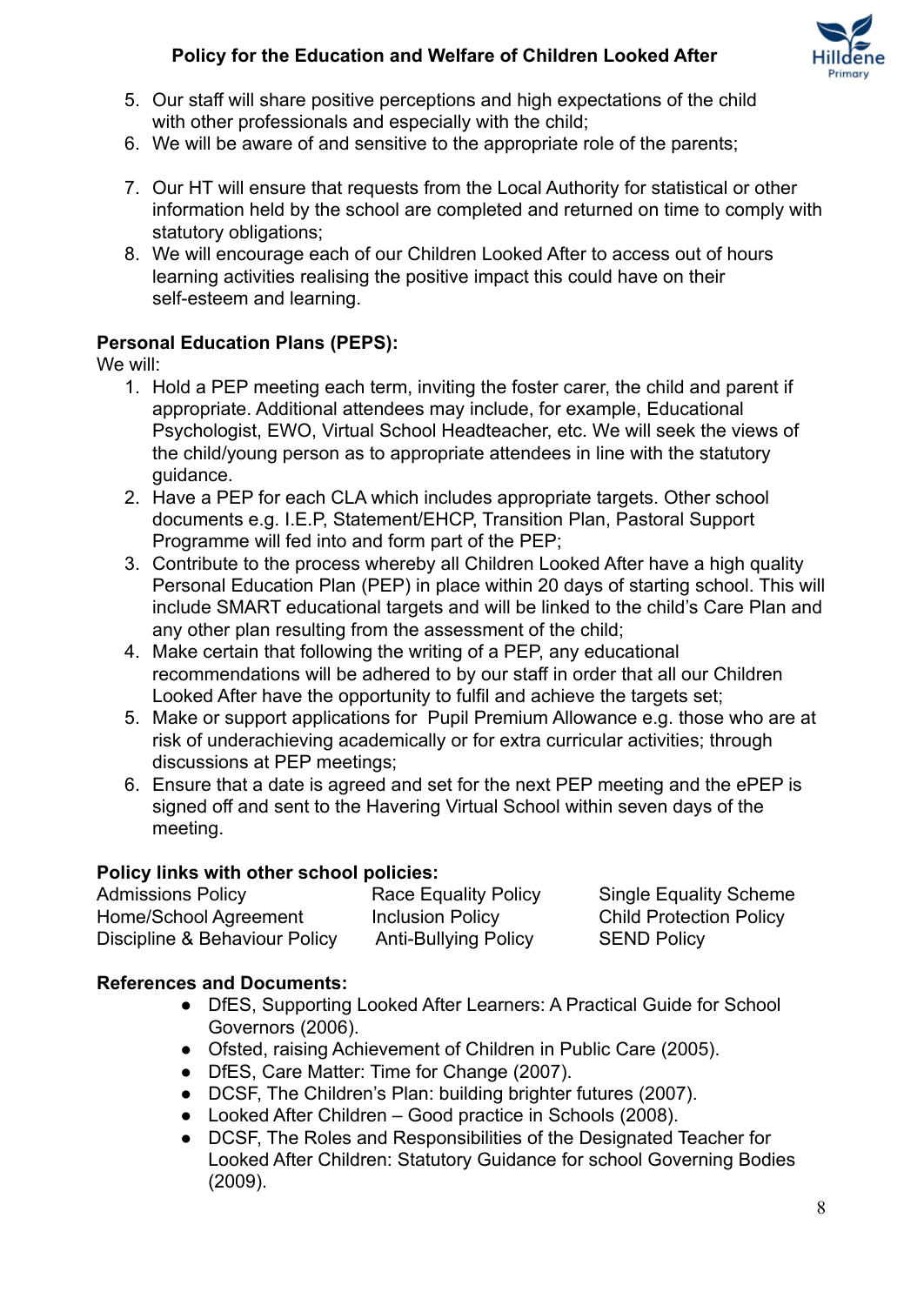5. Our staff will share positive perceptions and high expectations of the child with other professionals and especially with the child;
6. We will be aware of and sensitive to the appropriate role of the parents;
7. Our HT will ensure that requests from the Local Authority for statistical or other information held by the school are completed and returned on time to comply with statutory obligations;
8. We will encourage each of our Children Looked After to access out of hours learning activities realising the positive impact this could have on their self-esteem and learning.

**Personal Education Plans (PEPS):**

We will:

1. Hold a PEP meeting each term, inviting the foster carer, the child and parent if appropriate. Additional attendees may include, for example, Educational Psychologist, EWO, Virtual School Headteacher, etc. We will seek the views of the child/young person as to appropriate attendees in line with the statutory guidance.
2. Have a PEP for each CLA which includes appropriate targets. Other school documents e.g. I.E.P, Statement/EHCP, Transition Plan, Pastoral Support Programme will fed into and form part of the PEP;
3. Contribute to the process whereby all Children Looked After have a high quality Personal Education Plan (PEP) in place within 20 days of starting school. This will include SMART educational targets and will be linked to the child's Care Plan and any other plan resulting from the assessment of the child;
4. Make certain that following the writing of a PEP, any educational recommendations will be adhered to by our staff in order that all our Children Looked After have the opportunity to fulfil and achieve the targets set;
5. Make or support applications for Pupil Premium Allowance e.g. those who are at risk of underachieving academically or for extra curricular activities; through discussions at PEP meetings;
6. Ensure that a date is agreed and set for the next PEP meeting and the ePEP is signed off and sent to the Havering Virtual School within seven days of the meeting.

**Policy links with other school policies:**

| | | |
|---|---|---|
| Admissions Policy | Race Equality Policy | Single Equality Scheme |
| Home/School Agreement | Inclusion Policy | Child Protection Policy |
| Discipline & Behaviour Policy | Anti-Bullying Policy | SEND Policy |

**References and Documents:**

- DfES, Supporting Looked After Learners: A Practical Guide for School Governors (2006).
- Ofsted, raising Achievement of Children in Public Care (2005).
- DfES, Care Matter: Time for Change (2007).
- DCSF, The Children's Plan: building brighter futures (2007).
- Looked After Children – Good practice in Schools (2008).
- DCSF, The Roles and Responsibilities of the Designated Teacher for Looked After Children: Statutory Guidance for school Governing Bodies (2009).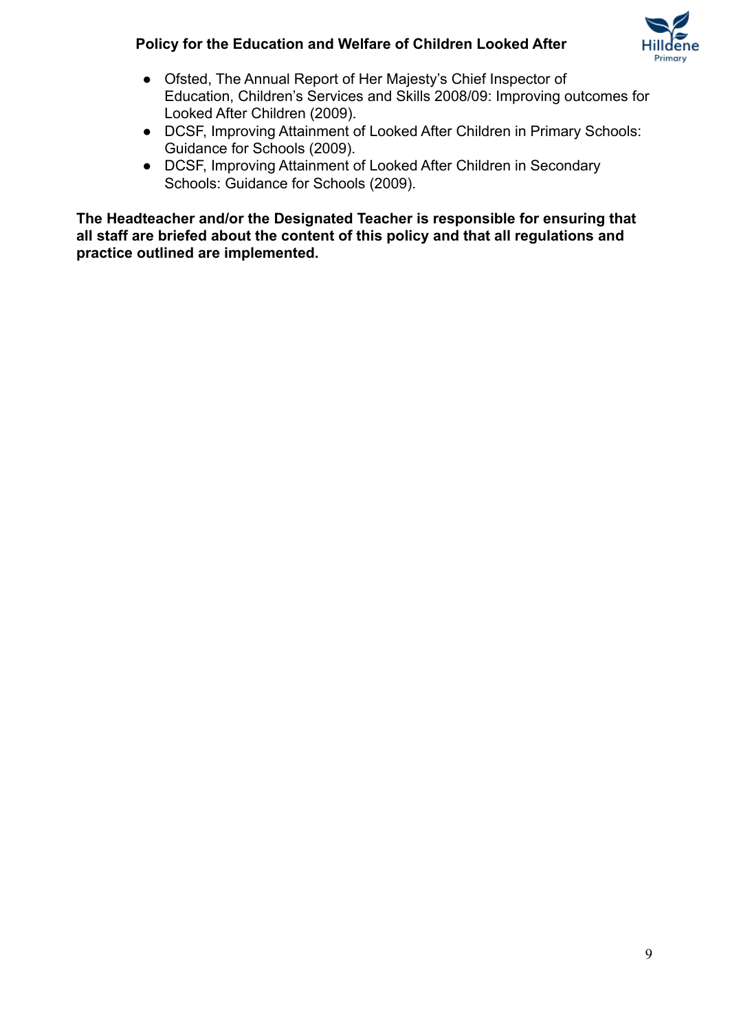- Ofsted, The Annual Report of Her Majesty's Chief Inspector of Education, Children's Services and Skills 2008/09: Improving outcomes for Looked After Children (2009).
- DCSF, Improving Attainment of Looked After Children in Primary Schools: Guidance for Schools (2009).
- DCSF, Improving Attainment of Looked After Children in Secondary Schools: Guidance for Schools (2009).

**The Headteacher and/or the Designated Teacher is responsible for ensuring that all staff are briefed about the content of this policy and that all regulations and practice outlined are implemented.**